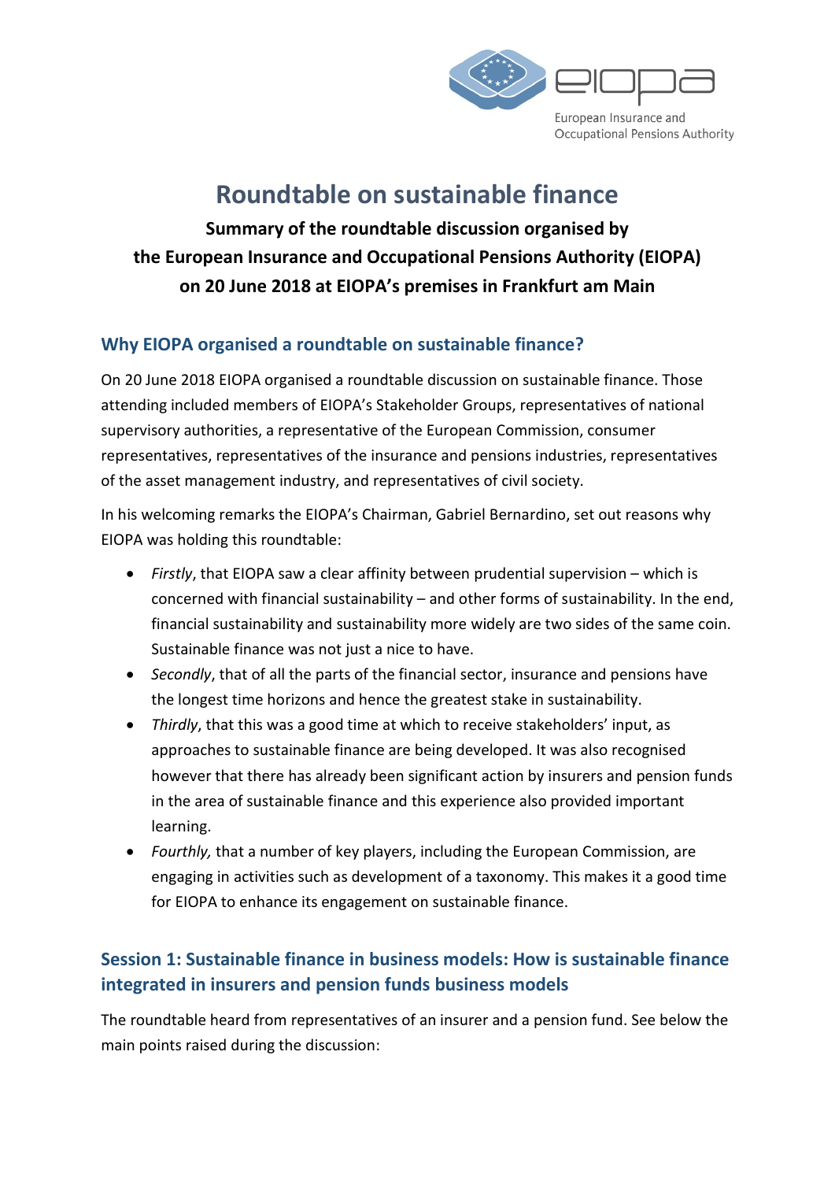# Roundtable on sustainable finance

**Summary of the roundtable discussion organised by the European Insurance and Occupational Pensions Authority (EIOPA) on 20 June 2018 at EIOPA's premises in Frankfurt am Main**

## Why EIOPA organised a roundtable on sustainable finance?

On 20 June 2018 EIOPA organised a roundtable discussion on sustainable finance. Those attending included members of EIOPA's Stakeholder Groups, representatives of national supervisory authorities, a representative of the European Commission, consumer representatives, representatives of the insurance and pensions industries, representatives of the asset management industry, and representatives of civil society.

In his welcoming remarks the EIOPA's Chairman, Gabriel Bernardino, set out reasons why EIOPA was holding this roundtable:

- *Firstly*, that EIOPA saw a clear affinity between prudential supervision – which is concerned with financial sustainability – and other forms of sustainability. In the end, financial sustainability and sustainability more widely are two sides of the same coin. Sustainable finance was not just a nice to have.
- *Secondly*, that of all the parts of the financial sector, insurance and pensions have the longest time horizons and hence the greatest stake in sustainability.
- *Thirdly*, that this was a good time at which to receive stakeholders' input, as approaches to sustainable finance are being developed. It was also recognised however that there has already been significant action by insurers and pension funds in the area of sustainable finance and this experience also provided important learning.
- *Fourthly,* that a number of key players, including the European Commission, are engaging in activities such as development of a taxonomy. This makes it a good time for EIOPA to enhance its engagement on sustainable finance.

## Session 1: Sustainable finance in business models: How is sustainable finance integrated in insurers and pension funds business models

The roundtable heard from representatives of an insurer and a pension fund. See below the main points raised during the discussion: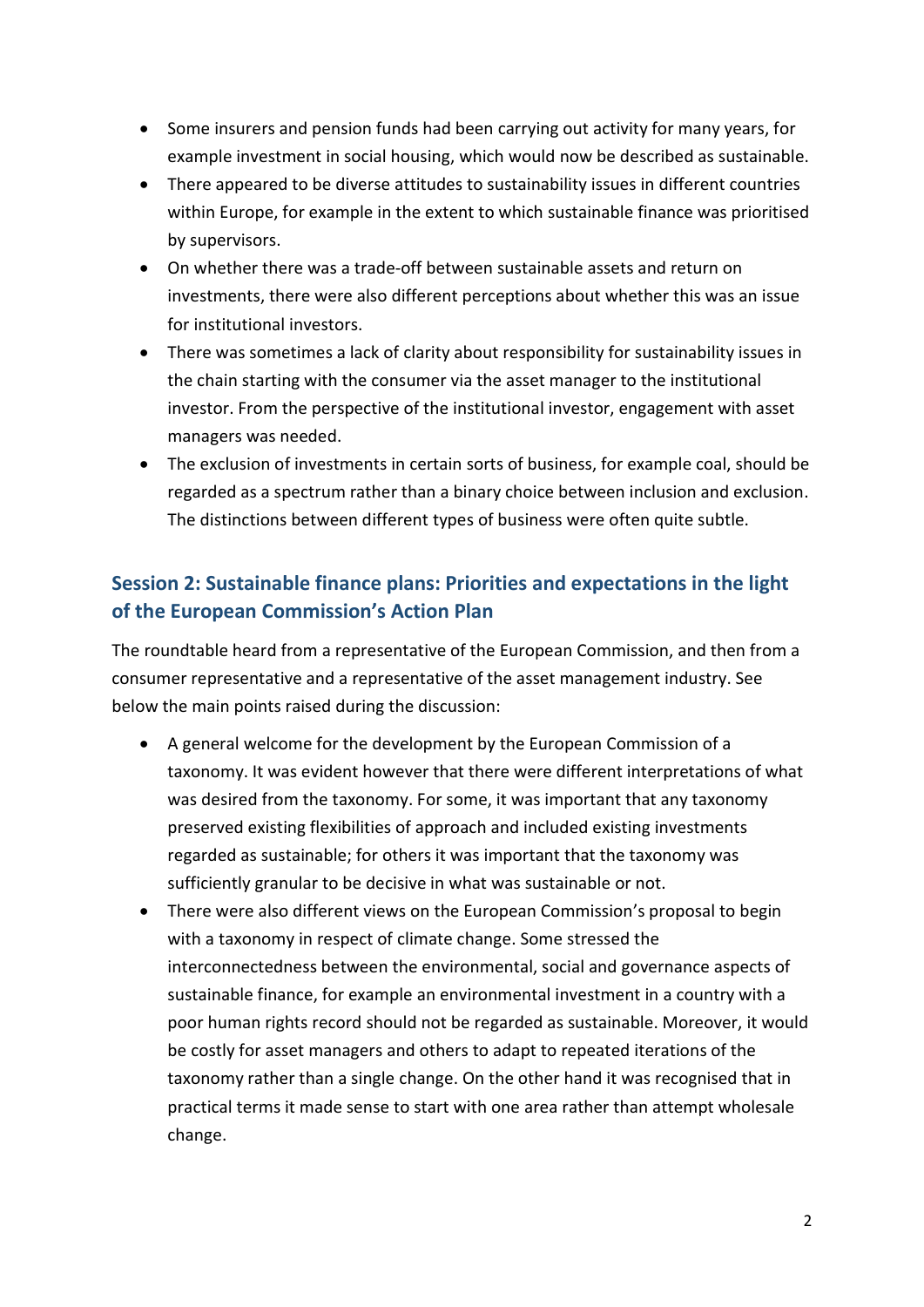- Some insurers and pension funds had been carrying out activity for many years, for example investment in social housing, which would now be described as sustainable.
- There appeared to be diverse attitudes to sustainability issues in different countries within Europe, for example in the extent to which sustainable finance was prioritised by supervisors.
- On whether there was a trade-off between sustainable assets and return on investments, there were also different perceptions about whether this was an issue for institutional investors.
- There was sometimes a lack of clarity about responsibility for sustainability issues in the chain starting with the consumer via the asset manager to the institutional investor. From the perspective of the institutional investor, engagement with asset managers was needed.
- The exclusion of investments in certain sorts of business, for example coal, should be regarded as a spectrum rather than a binary choice between inclusion and exclusion. The distinctions between different types of business were often quite subtle.

## Session 2: Sustainable finance plans: Priorities and expectations in the light of the European Commission's Action Plan

The roundtable heard from a representative of the European Commission, and then from a consumer representative and a representative of the asset management industry. See below the main points raised during the discussion:

- A general welcome for the development by the European Commission of a taxonomy. It was evident however that there were different interpretations of what was desired from the taxonomy. For some, it was important that any taxonomy preserved existing flexibilities of approach and included existing investments regarded as sustainable; for others it was important that the taxonomy was sufficiently granular to be decisive in what was sustainable or not.
- There were also different views on the European Commission's proposal to begin with a taxonomy in respect of climate change. Some stressed the interconnectedness between the environmental, social and governance aspects of sustainable finance, for example an environmental investment in a country with a poor human rights record should not be regarded as sustainable. Moreover, it would be costly for asset managers and others to adapt to repeated iterations of the taxonomy rather than a single change. On the other hand it was recognised that in practical terms it made sense to start with one area rather than attempt wholesale change.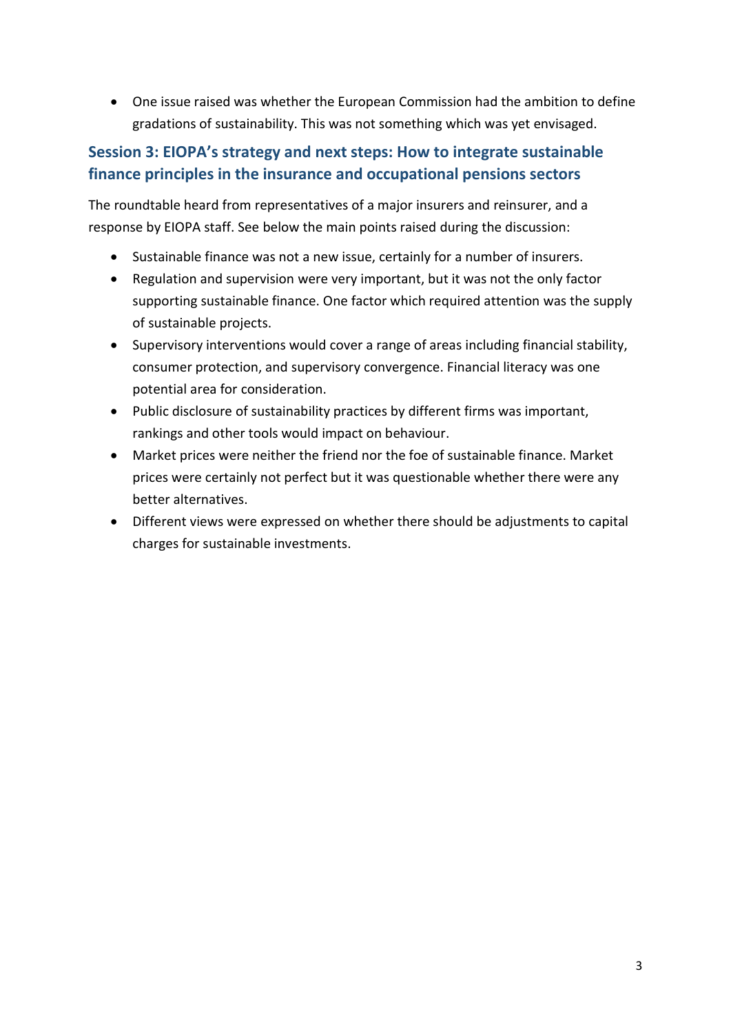- One issue raised was whether the European Commission had the ambition to define gradations of sustainability. This was not something which was yet envisaged.

## Session 3: EIOPA's strategy and next steps: How to integrate sustainable finance principles in the insurance and occupational pensions sectors

The roundtable heard from representatives of a major insurers and reinsurer, and a response by EIOPA staff. See below the main points raised during the discussion:

- Sustainable finance was not a new issue, certainly for a number of insurers.
- Regulation and supervision were very important, but it was not the only factor supporting sustainable finance. One factor which required attention was the supply of sustainable projects.
- Supervisory interventions would cover a range of areas including financial stability, consumer protection, and supervisory convergence. Financial literacy was one potential area for consideration.
- Public disclosure of sustainability practices by different firms was important, rankings and other tools would impact on behaviour.
- Market prices were neither the friend nor the foe of sustainable finance. Market prices were certainly not perfect but it was questionable whether there were any better alternatives.
- Different views were expressed on whether there should be adjustments to capital charges for sustainable investments.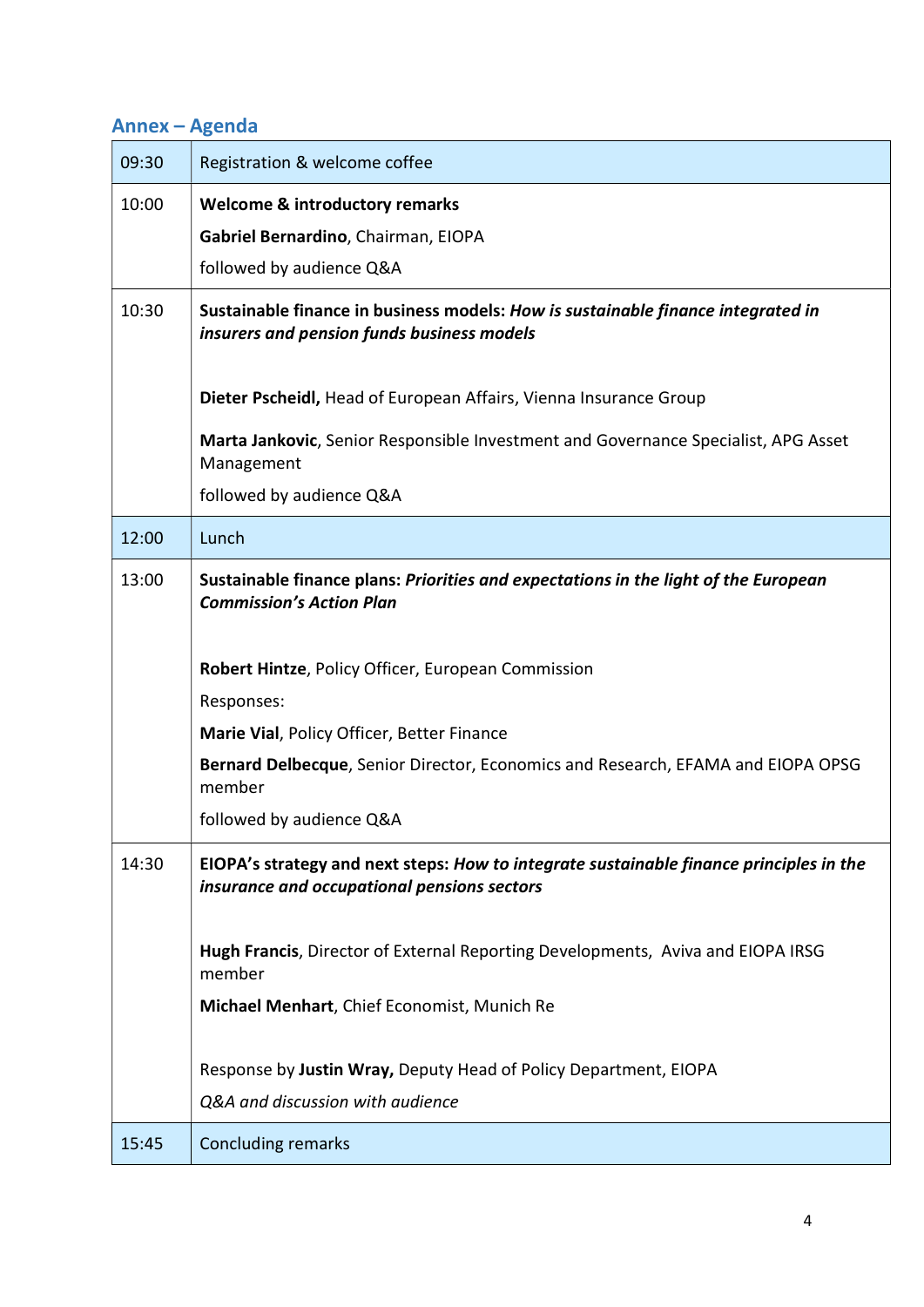## Annex – Agenda

| | |
|---|---|
| 09:30 | Registration & welcome coffee |
| 10:00 | **Welcome & introductory remarks**<br>**Gabriel Bernardino**, Chairman, EIOPA<br>followed by audience Q&A |
| 10:30 | **Sustainable finance in business models:** ***How is sustainable finance integrated in insurers and pension funds business models***<br><br>**Dieter Pscheidl,** Head of European Affairs, Vienna Insurance Group<br>**Marta Jankovic**, Senior Responsible Investment and Governance Specialist, APG Asset Management<br>followed by audience Q&A |
| 12:00 | Lunch |
| 13:00 | **Sustainable finance plans:** ***Priorities and expectations in the light of the European Commission's Action Plan***<br><br>**Robert Hintze**, Policy Officer, European Commission<br>Responses:<br>**Marie Vial**, Policy Officer, Better Finance<br>**Bernard Delbecque**, Senior Director, Economics and Research, EFAMA and EIOPA OPSG member<br>followed by audience Q&A |
| 14:30 | **EIOPA's strategy and next steps:** ***How to integrate sustainable finance principles in the insurance and occupational pensions sectors***<br><br>**Hugh Francis**, Director of External Reporting Developments, Aviva and EIOPA IRSG member<br>**Michael Menhart**, Chief Economist, Munich Re<br><br>Response by **Justin Wray,** Deputy Head of Policy Department, EIOPA<br>*Q&A and discussion with audience* |
| 15:45 | Concluding remarks |